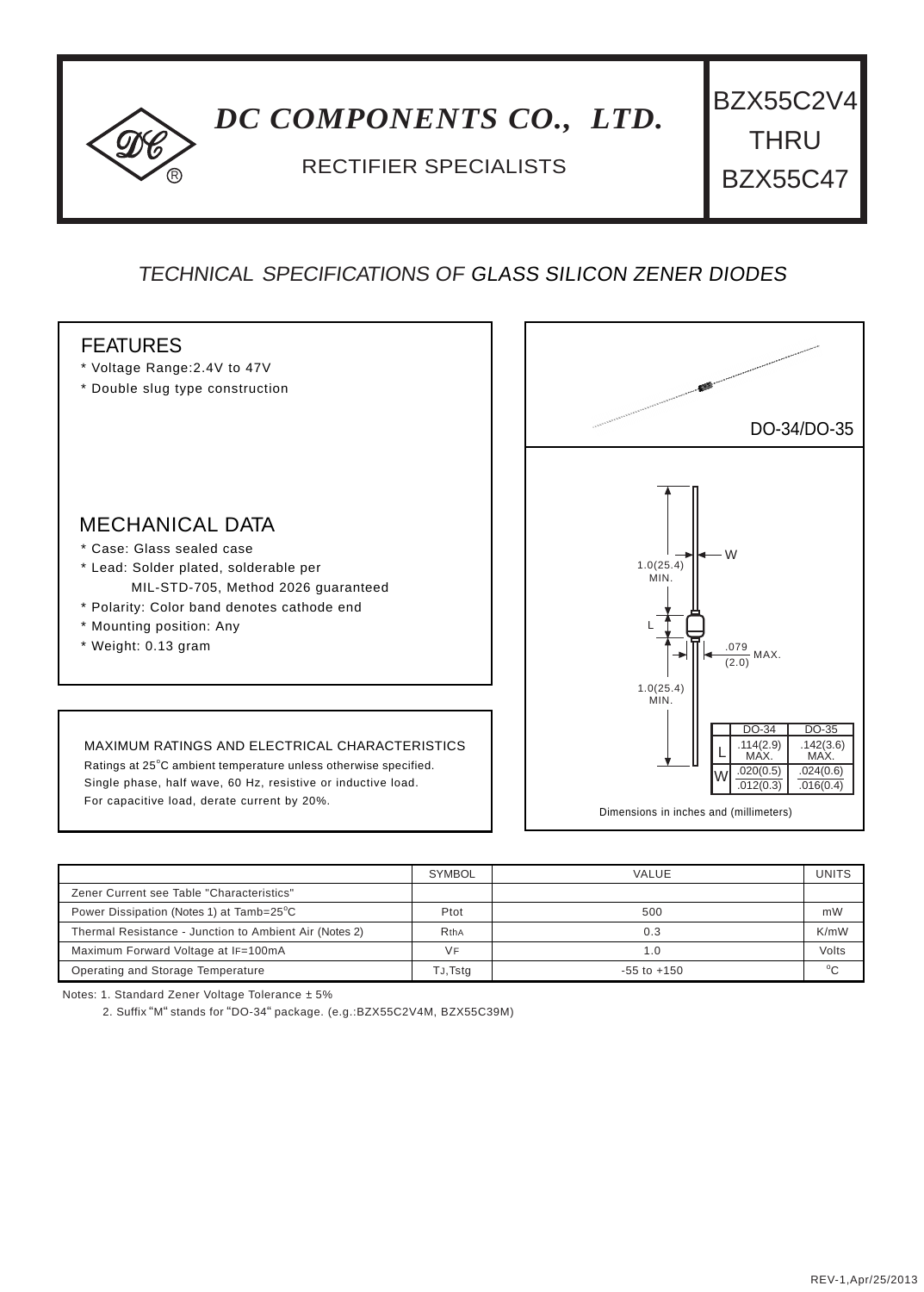# DC COMPONENTS CO., LTD.

RECTIFIER SPECIALISTS

BZX55C2V4 THRU BZX55C47

## TECHNICAL SPECIFICATIONS OF GLASS SILICON ZENER DIODES

### FEATURES

* Voltage Range:2.4V to 47V
* Double slug type construction

### MECHANICAL DATA

* Case: Glass sealed case
* Lead: Solder plated, solderable per MIL-STD-705, Method 2026 guaranteed
* Polarity: Color band denotes cathode end
* Mounting position: Any
* Weight: 0.13 gram

### MAXIMUM RATINGS AND ELECTRICAL CHARACTERISTICS

Ratings at 25°C ambient temperature unless otherwise specified.
Single phase, half wave, 60 Hz, resistive or inductive load.
For capacitive load, derate current by 20%.

DO-34/DO-35

1.0(25.4) MIN.

W

L

.079 (2.0) MAX.

1.0(25.4) MIN.

| | DO-34 | DO-35 |
|---|---|---|
| L | .114(2.9) MAX. | .142(3.6) MAX. |
| W | .020(0.5) / .012(0.3) | .024(0.6) / .016(0.4) |

Dimensions in inches and (millimeters)

| | SYMBOL | VALUE | UNITS |
|---|---|---|---|
| Zener Current see Table "Characteristics" | | | |
| Power Dissipation (Notes 1) at Tamb=25°C | Ptot | 500 | mW |
| Thermal Resistance - Junction to Ambient Air (Notes 2) | $R_{thA}$ | 0.3 | K/mW |
| Maximum Forward Voltage at $I_F$=100mA | $V_F$ | 1.0 | Volts |
| Operating and Storage Temperature | $T_J$,Tstg | -55 to +150 | °C |

Notes: 1. Standard Zener Voltage Tolerance ± 5%

2. Suffix "M" stands for "DO-34" package. (e.g.:BZX55C2V4M, BZX55C39M)

REV-1,Apr/25/2013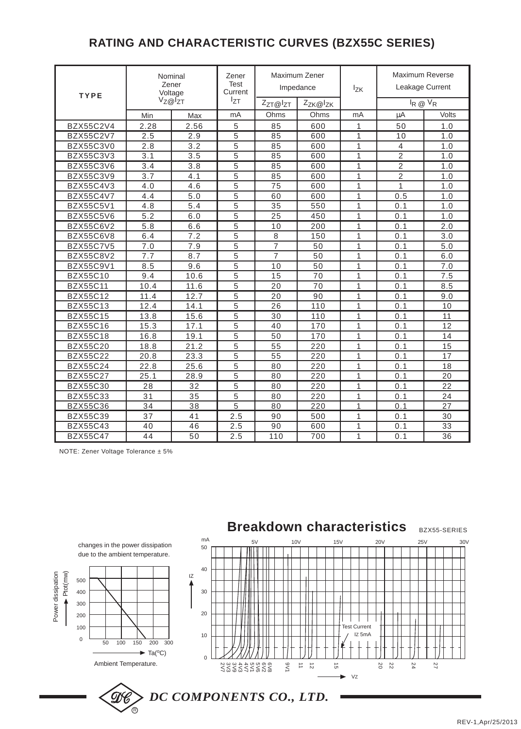## RATING AND CHARACTERISTIC CURVES (BZX55C SERIES)

| TYPE | Nominal Zener Voltage $V_Z@I_{ZT}$ | | Zener Test Current $I_{ZT}$ | Maximum Zener Impedance | | $I_{ZK}$ | Maximum Reverse Leakage Current | |
|---|---|---|---|---|---|---|---|---|
| | | | | $Z_{ZT}@I_{ZT}$ | $Z_{ZK}@I_{ZK}$ | | $I_R$ @ $V_R$ | |
| | Min | Max | mA | Ohms | Ohms | mA | μA | Volts |
| BZX55C2V4 | 2.28 | 2.56 | 5 | 85 | 600 | 1 | 50 | 1.0 |
| BZX55C2V7 | 2.5 | 2.9 | 5 | 85 | 600 | 1 | 10 | 1.0 |
| BZX55C3V0 | 2.8 | 3.2 | 5 | 85 | 600 | 1 | 4 | 1.0 |
| BZX55C3V3 | 3.1 | 3.5 | 5 | 85 | 600 | 1 | 2 | 1.0 |
| BZX55C3V6 | 3.4 | 3.8 | 5 | 85 | 600 | 1 | 2 | 1.0 |
| BZX55C3V9 | 3.7 | 4.1 | 5 | 85 | 600 | 1 | 2 | 1.0 |
| BZX55C4V3 | 4.0 | 4.6 | 5 | 75 | 600 | 1 | 1 | 1.0 |
| BZX55C4V7 | 4.4 | 5.0 | 5 | 60 | 600 | 1 | 0.5 | 1.0 |
| BZX55C5V1 | 4.8 | 5.4 | 5 | 35 | 550 | 1 | 0.1 | 1.0 |
| BZX55C5V6 | 5.2 | 6.0 | 5 | 25 | 450 | 1 | 0.1 | 1.0 |
| BZX55C6V2 | 5.8 | 6.6 | 5 | 10 | 200 | 1 | 0.1 | 2.0 |
| BZX55C6V8 | 6.4 | 7.2 | 5 | 8 | 150 | 1 | 0.1 | 3.0 |
| BZX55C7V5 | 7.0 | 7.9 | 5 | 7 | 50 | 1 | 0.1 | 5.0 |
| BZX55C8V2 | 7.7 | 8.7 | 5 | 7 | 50 | 1 | 0.1 | 6.0 |
| BZX55C9V1 | 8.5 | 9.6 | 5 | 10 | 50 | 1 | 0.1 | 7.0 |
| BZX55C10 | 9.4 | 10.6 | 5 | 15 | 70 | 1 | 0.1 | 7.5 |
| BZX55C11 | 10.4 | 11.6 | 5 | 20 | 70 | 1 | 0.1 | 8.5 |
| BZX55C12 | 11.4 | 12.7 | 5 | 20 | 90 | 1 | 0.1 | 9.0 |
| BZX55C13 | 12.4 | 14.1 | 5 | 26 | 110 | 1 | 0.1 | 10 |
| BZX55C15 | 13.8 | 15.6 | 5 | 30 | 110 | 1 | 0.1 | 11 |
| BZX55C16 | 15.3 | 17.1 | 5 | 40 | 170 | 1 | 0.1 | 12 |
| BZX55C18 | 16.8 | 19.1 | 5 | 50 | 170 | 1 | 0.1 | 14 |
| BZX55C20 | 18.8 | 21.2 | 5 | 55 | 220 | 1 | 0.1 | 15 |
| BZX55C22 | 20.8 | 23.3 | 5 | 55 | 220 | 1 | 0.1 | 17 |
| BZX55C24 | 22.8 | 25.6 | 5 | 80 | 220 | 1 | 0.1 | 18 |
| BZX55C27 | 25.1 | 28.9 | 5 | 80 | 220 | 1 | 0.1 | 20 |
| BZX55C30 | 28 | 32 | 5 | 80 | 220 | 1 | 0.1 | 22 |
| BZX55C33 | 31 | 35 | 5 | 80 | 220 | 1 | 0.1 | 24 |
| BZX55C36 | 34 | 38 | 5 | 80 | 220 | 1 | 0.1 | 27 |
| BZX55C39 | 37 | 41 | 2.5 | 90 | 500 | 1 | 0.1 | 30 |
| BZX55C43 | 40 | 46 | 2.5 | 90 | 600 | 1 | 0.1 | 33 |
| BZX55C47 | 44 | 50 | 2.5 | 110 | 700 | 1 | 0.1 | 36 |

NOTE: Zener Voltage Tolerance ± 5%

changes in the power dissipation due to the ambient temperature.

Power dissipation Ptot(mw)

500
400
300
200
100
0

50 100 150 200 300

Ta(ºC)

Ambient Temperature.

### Breakdown characteristics

BZX55-SERIES

mA

IZ

50
40
30
20
10
0

5V 10V 15V 20V 25V 30V

Test Current
IZ 5mA

2V7 3V3 3V9 4V3 4V7 5V1 5V6 6V2 6V8 9V1 11 12 15 20 22 24 27

VZ

*DC COMPONENTS CO., LTD.*

REV-1,Apr/25/2013